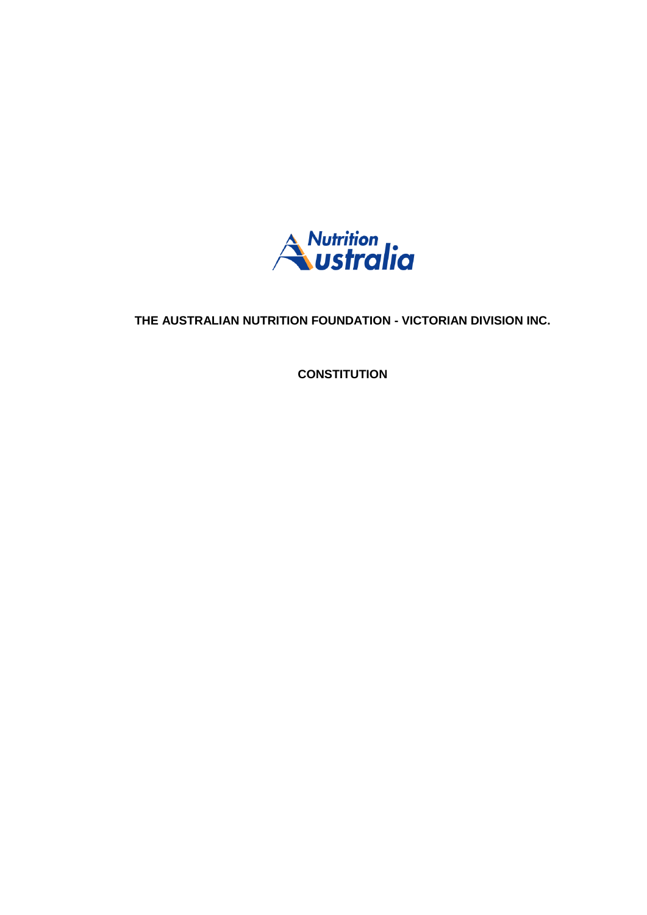# THE AUSTRALIAN NUTRITION FOUNDATION - VICTORIAN DIVISION INC.

## CONSTITUTION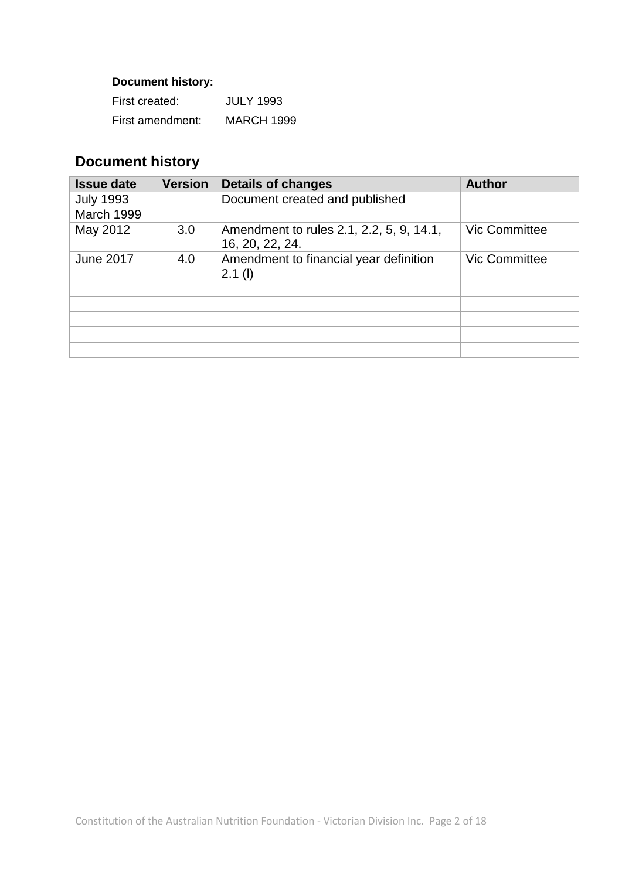**Document history:**

First created: JULY 1993

First amendment: MARCH 1999

## Document history

| Issue date | Version | Details of changes | Author |
|---|---|---|---|
| July 1993 | | Document created and published | |
| March 1999 | | | |
| May 2012 | 3.0 | Amendment to rules 2.1, 2.2, 5, 9, 14.1, 16, 20, 22, 24. | Vic Committee |
| June 2017 | 4.0 | Amendment to financial year definition 2.1 (l) | Vic Committee |
| | | | |
| | | | |
| | | | |
| | | | |
| | | | |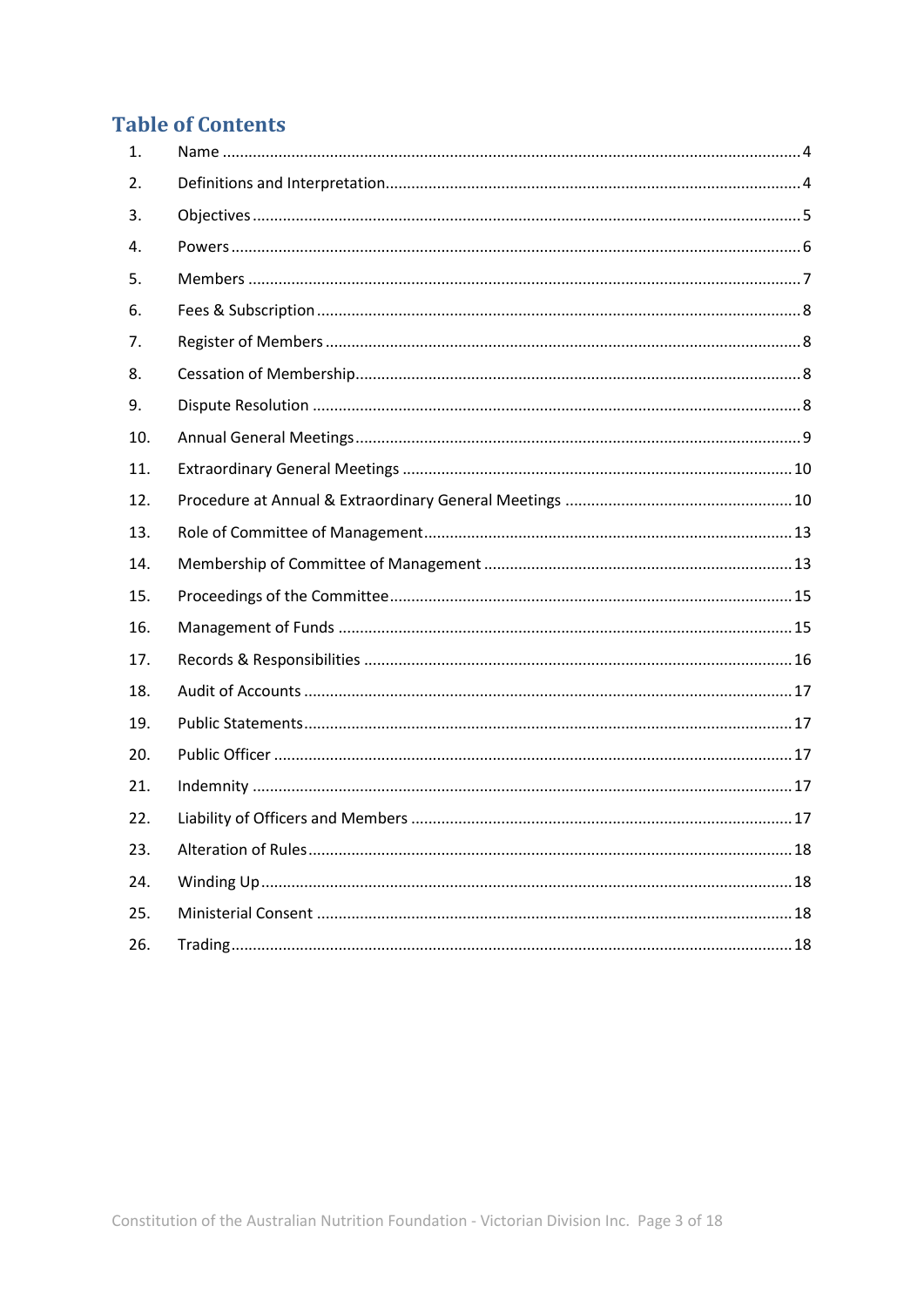## Table of Contents

| | | |
|---|---|---|
| 1. | Name | 4 |
| 2. | Definitions and Interpretation | 4 |
| 3. | Objectives | 5 |
| 4. | Powers | 6 |
| 5. | Members | 7 |
| 6. | Fees & Subscription | 8 |
| 7. | Register of Members | 8 |
| 8. | Cessation of Membership | 8 |
| 9. | Dispute Resolution | 8 |
| 10. | Annual General Meetings | 9 |
| 11. | Extraordinary General Meetings | 10 |
| 12. | Procedure at Annual & Extraordinary General Meetings | 10 |
| 13. | Role of Committee of Management | 13 |
| 14. | Membership of Committee of Management | 13 |
| 15. | Proceedings of the Committee | 15 |
| 16. | Management of Funds | 15 |
| 17. | Records & Responsibilities | 16 |
| 18. | Audit of Accounts | 17 |
| 19. | Public Statements | 17 |
| 20. | Public Officer | 17 |
| 21. | Indemnity | 17 |
| 22. | Liability of Officers and Members | 17 |
| 23. | Alteration of Rules | 18 |
| 24. | Winding Up | 18 |
| 25. | Ministerial Consent | 18 |
| 26. | Trading | 18 |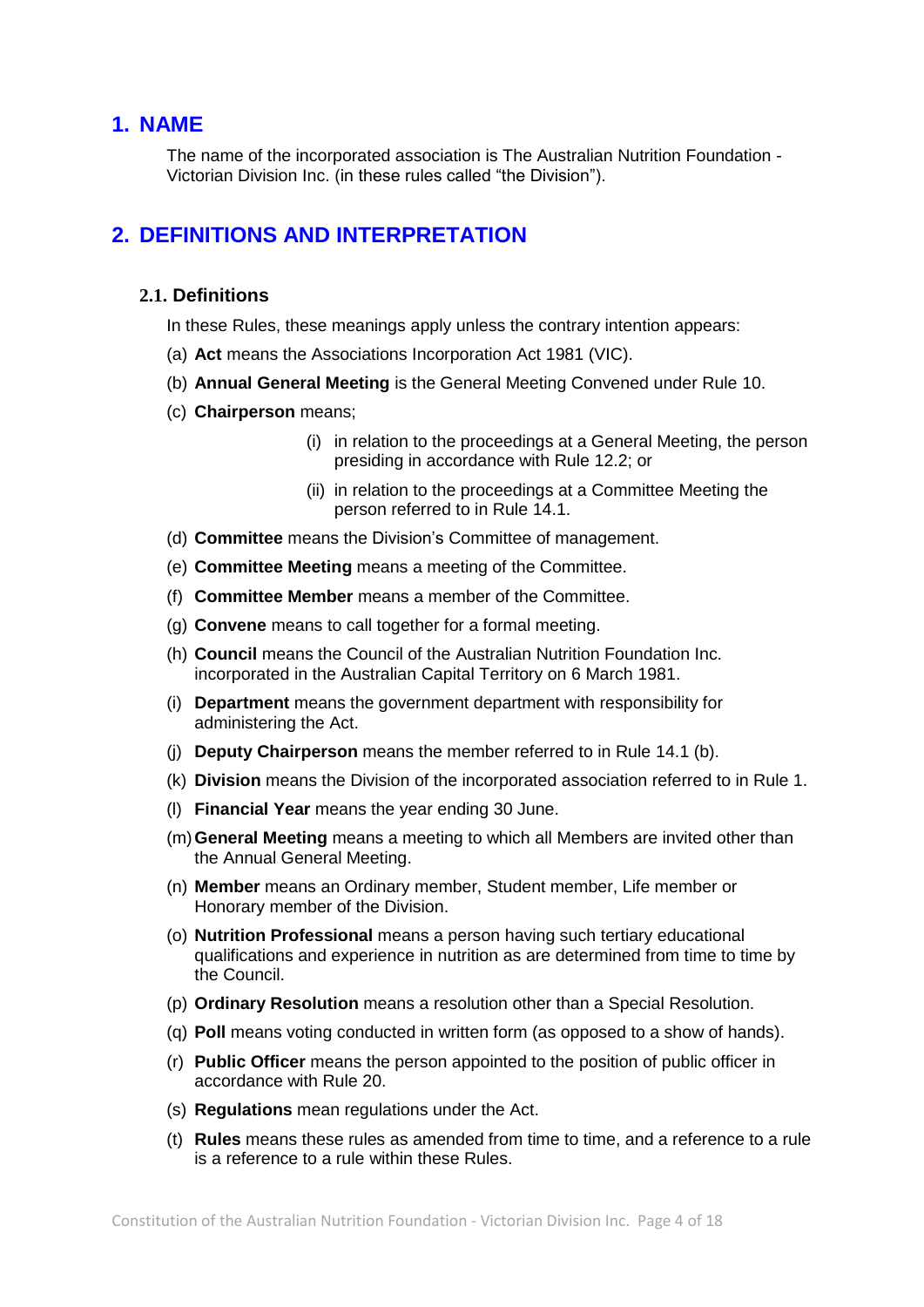# 1. NAME

The name of the incorporated association is The Australian Nutrition Foundation - Victorian Division Inc. (in these rules called "the Division").

# 2. DEFINITIONS AND INTERPRETATION

## 2.1. Definitions

In these Rules, these meanings apply unless the contrary intention appears:

(a) **Act** means the Associations Incorporation Act 1981 (VIC).

(b) **Annual General Meeting** is the General Meeting Convened under Rule 10.

(c) **Chairperson** means;

- (i) in relation to the proceedings at a General Meeting, the person presiding in accordance with Rule 12.2; or
- (ii) in relation to the proceedings at a Committee Meeting the person referred to in Rule 14.1.

(d) **Committee** means the Division's Committee of management.

(e) **Committee Meeting** means a meeting of the Committee.

(f) **Committee Member** means a member of the Committee.

(g) **Convene** means to call together for a formal meeting.

(h) **Council** means the Council of the Australian Nutrition Foundation Inc. incorporated in the Australian Capital Territory on 6 March 1981.

(i) **Department** means the government department with responsibility for administering the Act.

(j) **Deputy Chairperson** means the member referred to in Rule 14.1 (b).

(k) **Division** means the Division of the incorporated association referred to in Rule 1.

(l) **Financial Year** means the year ending 30 June.

(m) **General Meeting** means a meeting to which all Members are invited other than the Annual General Meeting.

(n) **Member** means an Ordinary member, Student member, Life member or Honorary member of the Division.

(o) **Nutrition Professional** means a person having such tertiary educational qualifications and experience in nutrition as are determined from time to time by the Council.

(p) **Ordinary Resolution** means a resolution other than a Special Resolution.

(q) **Poll** means voting conducted in written form (as opposed to a show of hands).

(r) **Public Officer** means the person appointed to the position of public officer in accordance with Rule 20.

(s) **Regulations** mean regulations under the Act.

(t) **Rules** means these rules as amended from time to time, and a reference to a rule is a reference to a rule within these Rules.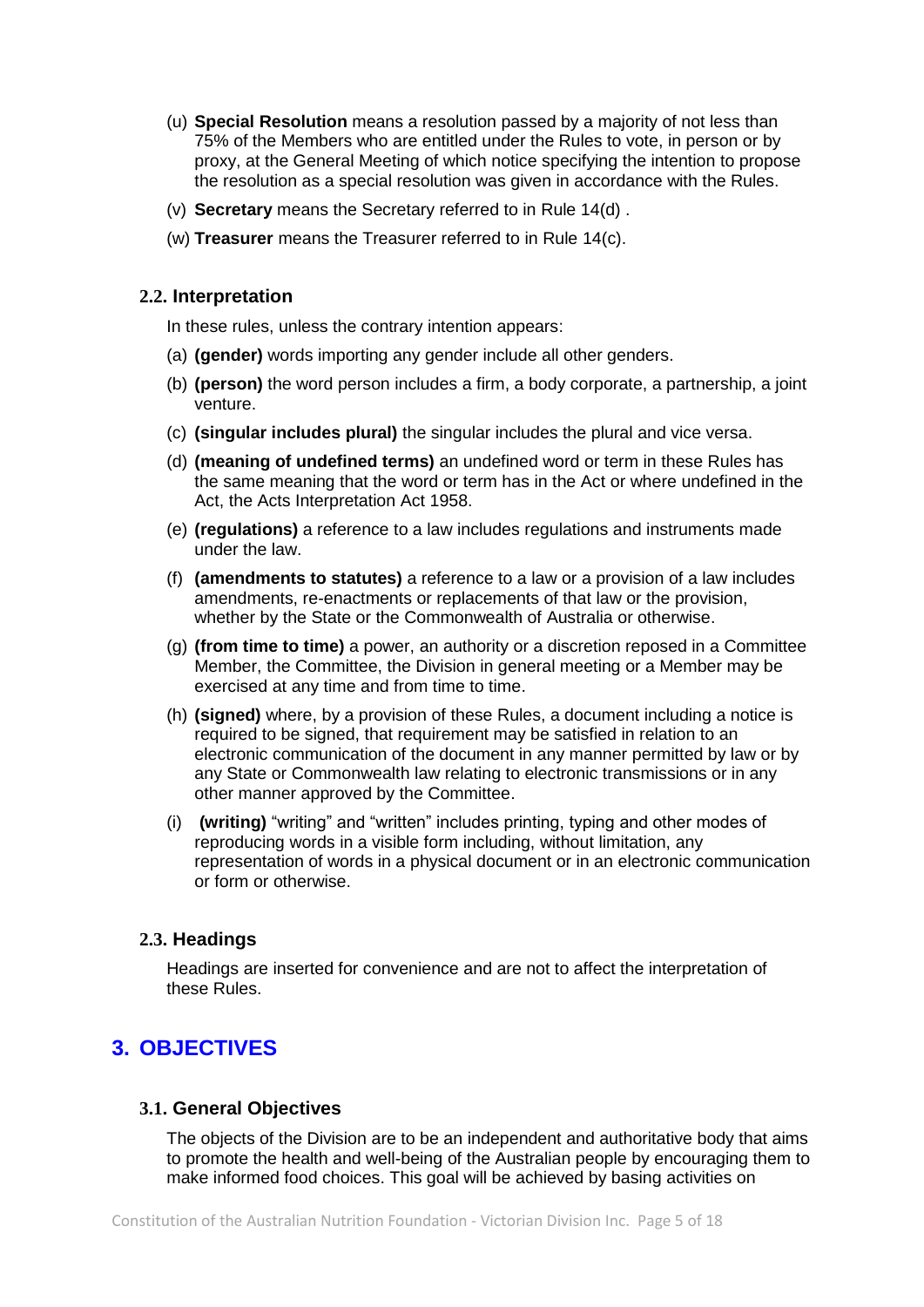(u) **Special Resolution** means a resolution passed by a majority of not less than 75% of the Members who are entitled under the Rules to vote, in person or by proxy, at the General Meeting of which notice specifying the intention to propose the resolution as a special resolution was given in accordance with the Rules.

(v) **Secretary** means the Secretary referred to in Rule 14(d) .

(w) **Treasurer** means the Treasurer referred to in Rule 14(c).

### 2.2. Interpretation

In these rules, unless the contrary intention appears:

(a) **(gender)** words importing any gender include all other genders.

(b) **(person)** the word person includes a firm, a body corporate, a partnership, a joint venture.

(c) **(singular includes plural)** the singular includes the plural and vice versa.

(d) **(meaning of undefined terms)** an undefined word or term in these Rules has the same meaning that the word or term has in the Act or where undefined in the Act, the Acts Interpretation Act 1958.

(e) **(regulations)** a reference to a law includes regulations and instruments made under the law.

(f) **(amendments to statutes)** a reference to a law or a provision of a law includes amendments, re-enactments or replacements of that law or the provision, whether by the State or the Commonwealth of Australia or otherwise.

(g) **(from time to time)** a power, an authority or a discretion reposed in a Committee Member, the Committee, the Division in general meeting or a Member may be exercised at any time and from time to time.

(h) **(signed)** where, by a provision of these Rules, a document including a notice is required to be signed, that requirement may be satisfied in relation to an electronic communication of the document in any manner permitted by law or by any State or Commonwealth law relating to electronic transmissions or in any other manner approved by the Committee.

(i) **(writing)** "writing" and "written" includes printing, typing and other modes of reproducing words in a visible form including, without limitation, any representation of words in a physical document or in an electronic communication or form or otherwise.

### 2.3. Headings

Headings are inserted for convenience and are not to affect the interpretation of these Rules.

## 3. OBJECTIVES

### 3.1. General Objectives

The objects of the Division are to be an independent and authoritative body that aims to promote the health and well-being of the Australian people by encouraging them to make informed food choices. This goal will be achieved by basing activities on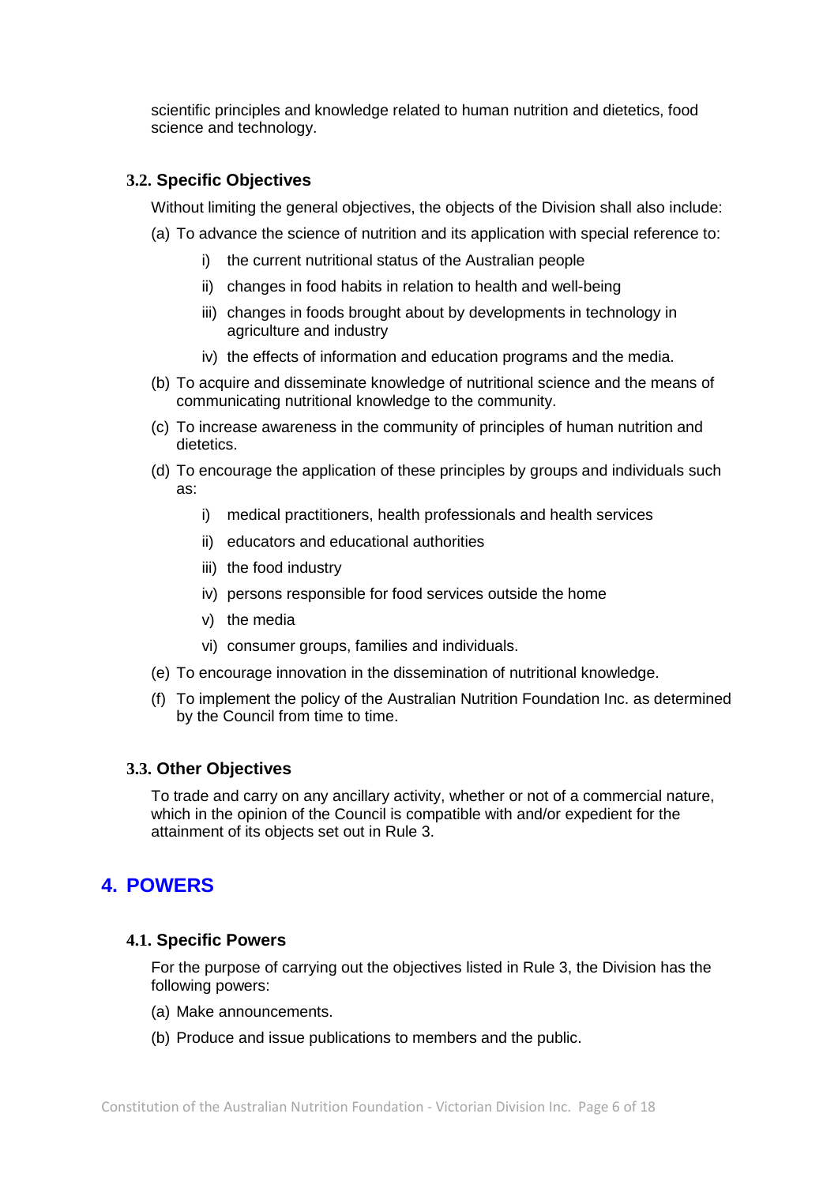scientific principles and knowledge related to human nutrition and dietetics, food science and technology.

### 3.2. Specific Objectives

Without limiting the general objectives, the objects of the Division shall also include:

(a) To advance the science of nutrition and its application with special reference to:

- i) the current nutritional status of the Australian people
- ii) changes in food habits in relation to health and well-being
- iii) changes in foods brought about by developments in technology in agriculture and industry
- iv) the effects of information and education programs and the media.

(b) To acquire and disseminate knowledge of nutritional science and the means of communicating nutritional knowledge to the community.

(c) To increase awareness in the community of principles of human nutrition and dietetics.

(d) To encourage the application of these principles by groups and individuals such as:

- i) medical practitioners, health professionals and health services
- ii) educators and educational authorities
- iii) the food industry
- iv) persons responsible for food services outside the home
- v) the media
- vi) consumer groups, families and individuals.

(e) To encourage innovation in the dissemination of nutritional knowledge.

(f) To implement the policy of the Australian Nutrition Foundation Inc. as determined by the Council from time to time.

### 3.3. Other Objectives

To trade and carry on any ancillary activity, whether or not of a commercial nature, which in the opinion of the Council is compatible with and/or expedient for the attainment of its objects set out in Rule 3.

## 4. POWERS

### 4.1. Specific Powers

For the purpose of carrying out the objectives listed in Rule 3, the Division has the following powers:

(a) Make announcements.

(b) Produce and issue publications to members and the public.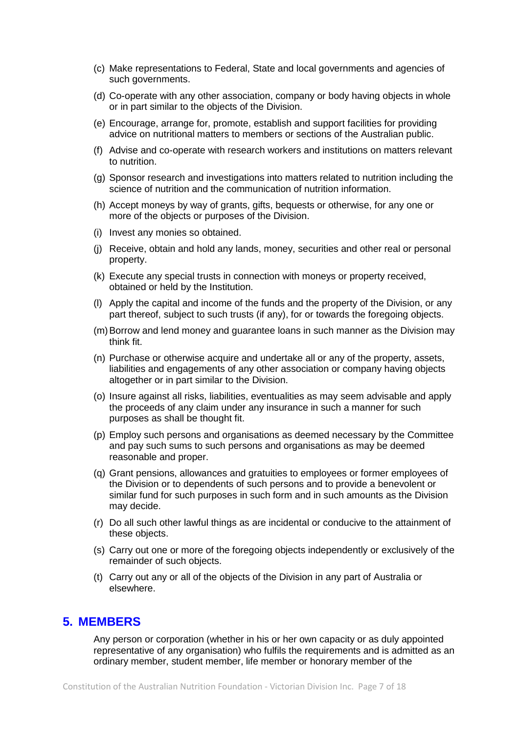(c) Make representations to Federal, State and local governments and agencies of such governments.

(d) Co-operate with any other association, company or body having objects in whole or in part similar to the objects of the Division.

(e) Encourage, arrange for, promote, establish and support facilities for providing advice on nutritional matters to members or sections of the Australian public.

(f) Advise and co-operate with research workers and institutions on matters relevant to nutrition.

(g) Sponsor research and investigations into matters related to nutrition including the science of nutrition and the communication of nutrition information.

(h) Accept moneys by way of grants, gifts, bequests or otherwise, for any one or more of the objects or purposes of the Division.

(i) Invest any monies so obtained.

(j) Receive, obtain and hold any lands, money, securities and other real or personal property.

(k) Execute any special trusts in connection with moneys or property received, obtained or held by the Institution.

(l) Apply the capital and income of the funds and the property of the Division, or any part thereof, subject to such trusts (if any), for or towards the foregoing objects.

(m) Borrow and lend money and guarantee loans in such manner as the Division may think fit.

(n) Purchase or otherwise acquire and undertake all or any of the property, assets, liabilities and engagements of any other association or company having objects altogether or in part similar to the Division.

(o) Insure against all risks, liabilities, eventualities as may seem advisable and apply the proceeds of any claim under any insurance in such a manner for such purposes as shall be thought fit.

(p) Employ such persons and organisations as deemed necessary by the Committee and pay such sums to such persons and organisations as may be deemed reasonable and proper.

(q) Grant pensions, allowances and gratuities to employees or former employees of the Division or to dependents of such persons and to provide a benevolent or similar fund for such purposes in such form and in such amounts as the Division may decide.

(r) Do all such other lawful things as are incidental or conducive to the attainment of these objects.

(s) Carry out one or more of the foregoing objects independently or exclusively of the remainder of such objects.

(t) Carry out any or all of the objects of the Division in any part of Australia or elsewhere.

## 5. MEMBERS

Any person or corporation (whether in his or her own capacity or as duly appointed representative of any organisation) who fulfils the requirements and is admitted as an ordinary member, student member, life member or honorary member of the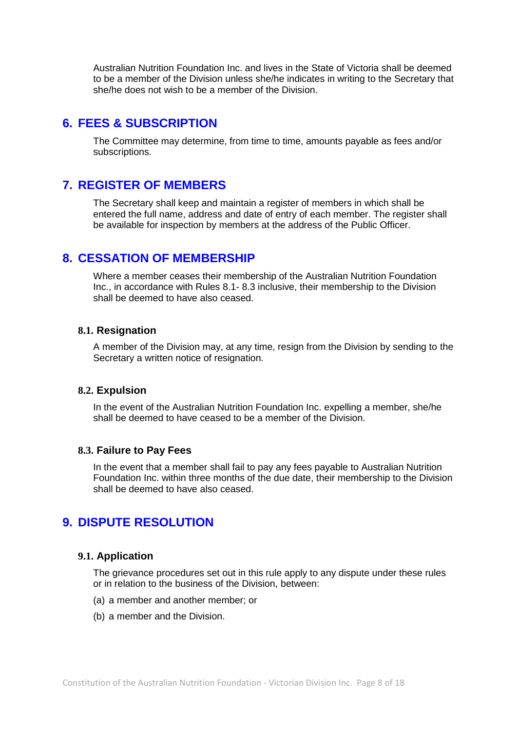Australian Nutrition Foundation Inc. and lives in the State of Victoria shall be deemed to be a member of the Division unless she/he indicates in writing to the Secretary that she/he does not wish to be a member of the Division.

## 6. FEES & SUBSCRIPTION

The Committee may determine, from time to time, amounts payable as fees and/or subscriptions.

## 7. REGISTER OF MEMBERS

The Secretary shall keep and maintain a register of members in which shall be entered the full name, address and date of entry of each member. The register shall be available for inspection by members at the address of the Public Officer.

## 8. CESSATION OF MEMBERSHIP

Where a member ceases their membership of the Australian Nutrition Foundation Inc., in accordance with Rules 8.1- 8.3 inclusive, their membership to the Division shall be deemed to have also ceased.

### 8.1. Resignation

A member of the Division may, at any time, resign from the Division by sending to the Secretary a written notice of resignation.

### 8.2. Expulsion

In the event of the Australian Nutrition Foundation Inc. expelling a member, she/he shall be deemed to have ceased to be a member of the Division.

### 8.3. Failure to Pay Fees

In the event that a member shall fail to pay any fees payable to Australian Nutrition Foundation Inc. within three months of the due date, their membership to the Division shall be deemed to have also ceased.

## 9. DISPUTE RESOLUTION

### 9.1. Application

The grievance procedures set out in this rule apply to any dispute under these rules or in relation to the business of the Division, between:

(a) a member and another member; or

(b) a member and the Division.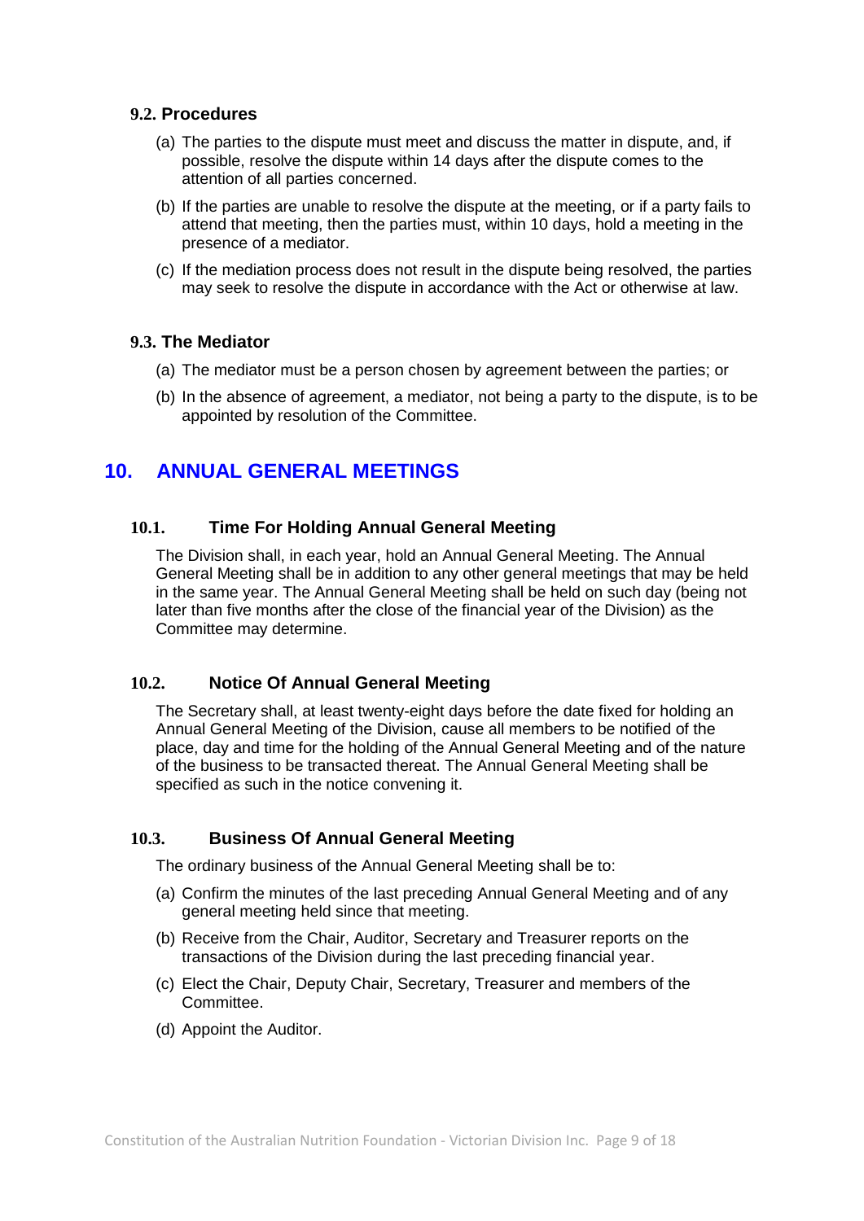### 9.2. Procedures

(a) The parties to the dispute must meet and discuss the matter in dispute, and, if possible, resolve the dispute within 14 days after the dispute comes to the attention of all parties concerned.

(b) If the parties are unable to resolve the dispute at the meeting, or if a party fails to attend that meeting, then the parties must, within 10 days, hold a meeting in the presence of a mediator.

(c) If the mediation process does not result in the dispute being resolved, the parties may seek to resolve the dispute in accordance with the Act or otherwise at law.

### 9.3. The Mediator

(a) The mediator must be a person chosen by agreement between the parties; or

(b) In the absence of agreement, a mediator, not being a party to the dispute, is to be appointed by resolution of the Committee.

## 10. ANNUAL GENERAL MEETINGS

### 10.1. Time For Holding Annual General Meeting

The Division shall, in each year, hold an Annual General Meeting. The Annual General Meeting shall be in addition to any other general meetings that may be held in the same year. The Annual General Meeting shall be held on such day (being not later than five months after the close of the financial year of the Division) as the Committee may determine.

### 10.2. Notice Of Annual General Meeting

The Secretary shall, at least twenty-eight days before the date fixed for holding an Annual General Meeting of the Division, cause all members to be notified of the place, day and time for the holding of the Annual General Meeting and of the nature of the business to be transacted thereat. The Annual General Meeting shall be specified as such in the notice convening it.

### 10.3. Business Of Annual General Meeting

The ordinary business of the Annual General Meeting shall be to:

(a) Confirm the minutes of the last preceding Annual General Meeting and of any general meeting held since that meeting.

(b) Receive from the Chair, Auditor, Secretary and Treasurer reports on the transactions of the Division during the last preceding financial year.

(c) Elect the Chair, Deputy Chair, Secretary, Treasurer and members of the Committee.

(d) Appoint the Auditor.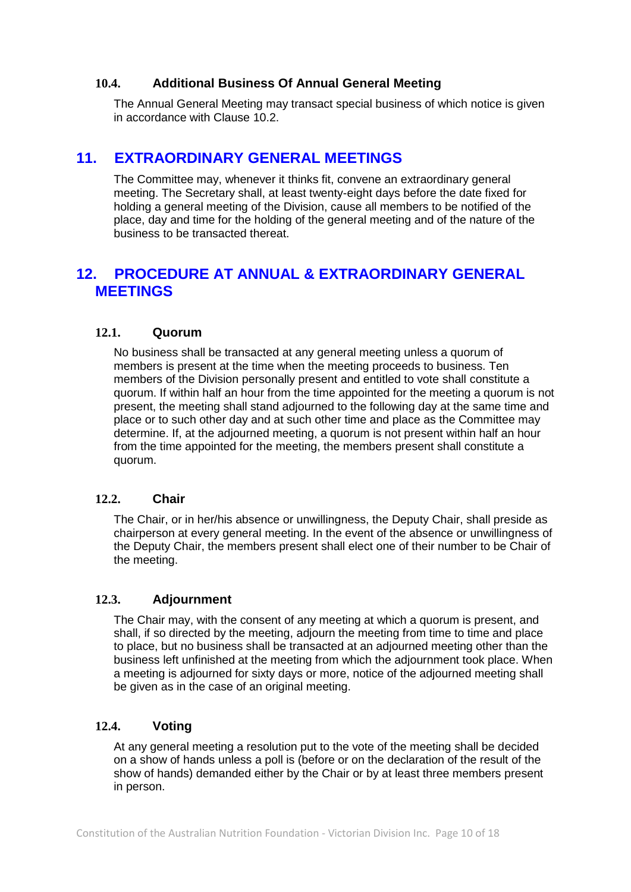### 10.4. Additional Business Of Annual General Meeting

The Annual General Meeting may transact special business of which notice is given in accordance with Clause 10.2.

## 11. EXTRAORDINARY GENERAL MEETINGS

The Committee may, whenever it thinks fit, convene an extraordinary general meeting. The Secretary shall, at least twenty-eight days before the date fixed for holding a general meeting of the Division, cause all members to be notified of the place, day and time for the holding of the general meeting and of the nature of the business to be transacted thereat.

## 12. PROCEDURE AT ANNUAL & EXTRAORDINARY GENERAL MEETINGS

### 12.1. Quorum

No business shall be transacted at any general meeting unless a quorum of members is present at the time when the meeting proceeds to business. Ten members of the Division personally present and entitled to vote shall constitute a quorum. If within half an hour from the time appointed for the meeting a quorum is not present, the meeting shall stand adjourned to the following day at the same time and place or to such other day and at such other time and place as the Committee may determine. If, at the adjourned meeting, a quorum is not present within half an hour from the time appointed for the meeting, the members present shall constitute a quorum.

### 12.2. Chair

The Chair, or in her/his absence or unwillingness, the Deputy Chair, shall preside as chairperson at every general meeting. In the event of the absence or unwillingness of the Deputy Chair, the members present shall elect one of their number to be Chair of the meeting.

### 12.3. Adjournment

The Chair may, with the consent of any meeting at which a quorum is present, and shall, if so directed by the meeting, adjourn the meeting from time to time and place to place, but no business shall be transacted at an adjourned meeting other than the business left unfinished at the meeting from which the adjournment took place. When a meeting is adjourned for sixty days or more, notice of the adjourned meeting shall be given as in the case of an original meeting.

### 12.4. Voting

At any general meeting a resolution put to the vote of the meeting shall be decided on a show of hands unless a poll is (before or on the declaration of the result of the show of hands) demanded either by the Chair or by at least three members present in person.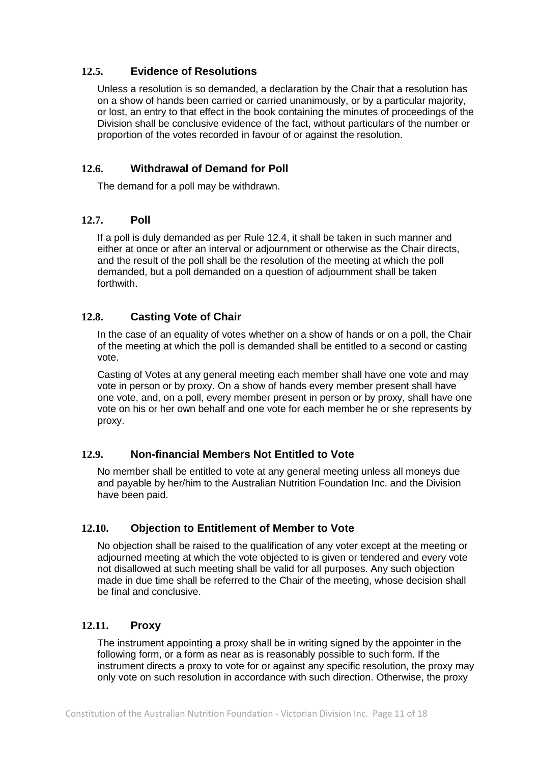### 12.5. Evidence of Resolutions

Unless a resolution is so demanded, a declaration by the Chair that a resolution has on a show of hands been carried or carried unanimously, or by a particular majority, or lost, an entry to that effect in the book containing the minutes of proceedings of the Division shall be conclusive evidence of the fact, without particulars of the number or proportion of the votes recorded in favour of or against the resolution.

### 12.6. Withdrawal of Demand for Poll

The demand for a poll may be withdrawn.

### 12.7. Poll

If a poll is duly demanded as per Rule 12.4, it shall be taken in such manner and either at once or after an interval or adjournment or otherwise as the Chair directs, and the result of the poll shall be the resolution of the meeting at which the poll demanded, but a poll demanded on a question of adjournment shall be taken forthwith.

### 12.8. Casting Vote of Chair

In the case of an equality of votes whether on a show of hands or on a poll, the Chair of the meeting at which the poll is demanded shall be entitled to a second or casting vote.

Casting of Votes at any general meeting each member shall have one vote and may vote in person or by proxy. On a show of hands every member present shall have one vote, and, on a poll, every member present in person or by proxy, shall have one vote on his or her own behalf and one vote for each member he or she represents by proxy.

### 12.9. Non-financial Members Not Entitled to Vote

No member shall be entitled to vote at any general meeting unless all moneys due and payable by her/him to the Australian Nutrition Foundation Inc. and the Division have been paid.

### 12.10. Objection to Entitlement of Member to Vote

No objection shall be raised to the qualification of any voter except at the meeting or adjourned meeting at which the vote objected to is given or tendered and every vote not disallowed at such meeting shall be valid for all purposes. Any such objection made in due time shall be referred to the Chair of the meeting, whose decision shall be final and conclusive.

### 12.11. Proxy

The instrument appointing a proxy shall be in writing signed by the appointer in the following form, or a form as near as is reasonably possible to such form. If the instrument directs a proxy to vote for or against any specific resolution, the proxy may only vote on such resolution in accordance with such direction. Otherwise, the proxy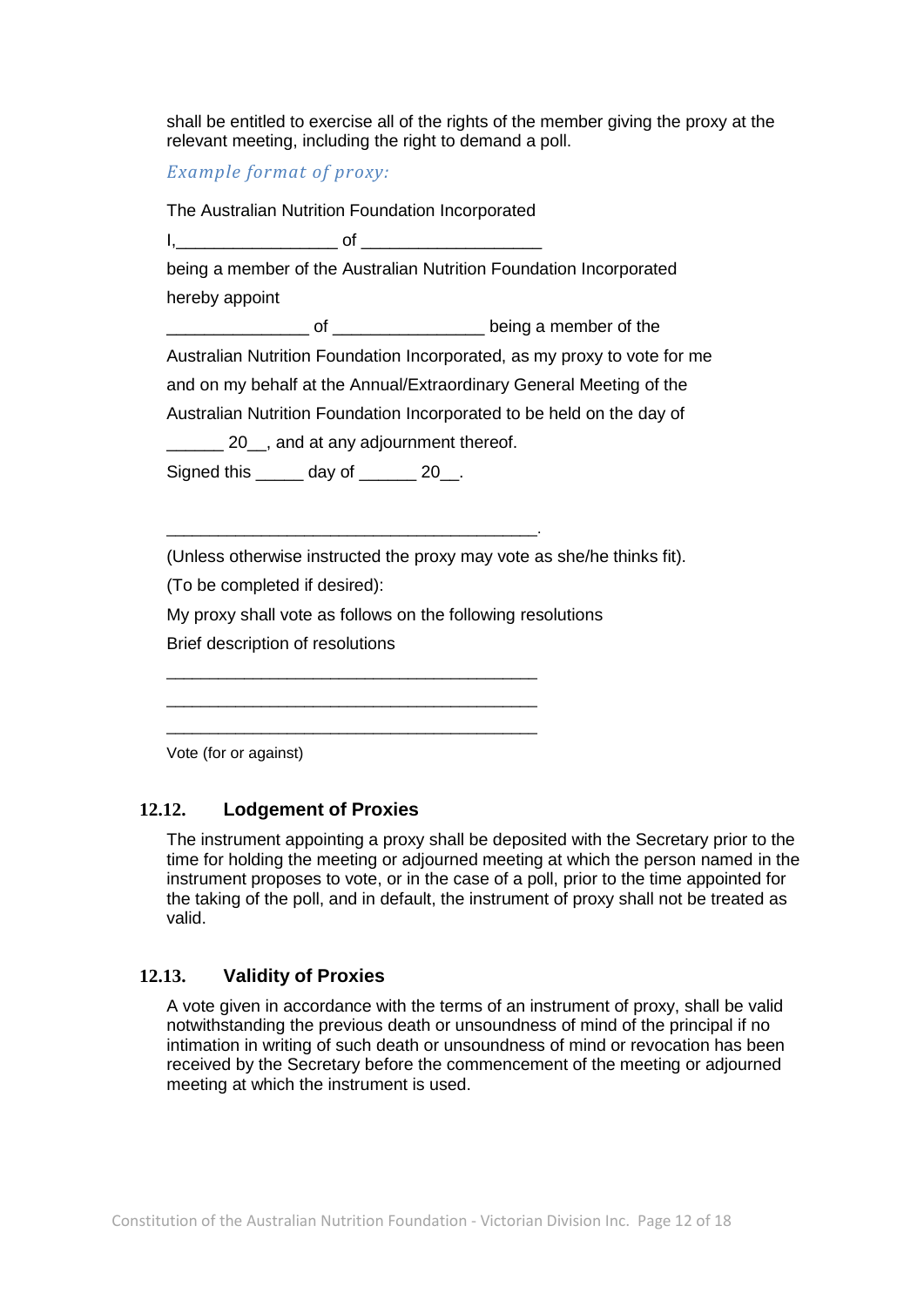shall be entitled to exercise all of the rights of the member giving the proxy at the relevant meeting, including the right to demand a poll.

*Example format of proxy:*

The Australian Nutrition Foundation Incorporated

I,_________________ of ___________________

being a member of the Australian Nutrition Foundation Incorporated

hereby appoint

_______________ of ________________ being a member of the

Australian Nutrition Foundation Incorporated, as my proxy to vote for me

and on my behalf at the Annual/Extraordinary General Meeting of the

Australian Nutrition Foundation Incorporated to be held on the day of

______ 20__, and at any adjournment thereof.

Signed this _____ day of ______ 20__.

_______________________________________.

(Unless otherwise instructed the proxy may vote as she/he thinks fit).

(To be completed if desired):

My proxy shall vote as follows on the following resolutions

Brief description of resolutions

_______________________________________

_______________________________________

_______________________________________

Vote (for or against)

### 12.12. Lodgement of Proxies

The instrument appointing a proxy shall be deposited with the Secretary prior to the time for holding the meeting or adjourned meeting at which the person named in the instrument proposes to vote, or in the case of a poll, prior to the time appointed for the taking of the poll, and in default, the instrument of proxy shall not be treated as valid.

### 12.13. Validity of Proxies

A vote given in accordance with the terms of an instrument of proxy, shall be valid notwithstanding the previous death or unsoundness of mind of the principal if no intimation in writing of such death or unsoundness of mind or revocation has been received by the Secretary before the commencement of the meeting or adjourned meeting at which the instrument is used.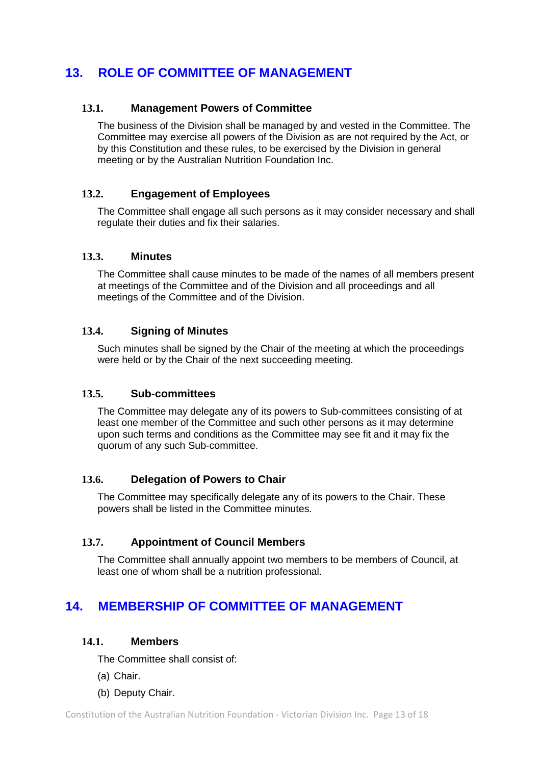## 13. ROLE OF COMMITTEE OF MANAGEMENT

### 13.1. Management Powers of Committee

The business of the Division shall be managed by and vested in the Committee. The Committee may exercise all powers of the Division as are not required by the Act, or by this Constitution and these rules, to be exercised by the Division in general meeting or by the Australian Nutrition Foundation Inc.

### 13.2. Engagement of Employees

The Committee shall engage all such persons as it may consider necessary and shall regulate their duties and fix their salaries.

### 13.3. Minutes

The Committee shall cause minutes to be made of the names of all members present at meetings of the Committee and of the Division and all proceedings and all meetings of the Committee and of the Division.

### 13.4. Signing of Minutes

Such minutes shall be signed by the Chair of the meeting at which the proceedings were held or by the Chair of the next succeeding meeting.

### 13.5. Sub-committees

The Committee may delegate any of its powers to Sub-committees consisting of at least one member of the Committee and such other persons as it may determine upon such terms and conditions as the Committee may see fit and it may fix the quorum of any such Sub-committee.

### 13.6. Delegation of Powers to Chair

The Committee may specifically delegate any of its powers to the Chair. These powers shall be listed in the Committee minutes.

### 13.7. Appointment of Council Members

The Committee shall annually appoint two members to be members of Council, at least one of whom shall be a nutrition professional.

## 14. MEMBERSHIP OF COMMITTEE OF MANAGEMENT

### 14.1. Members

The Committee shall consist of:

(a) Chair.

(b) Deputy Chair.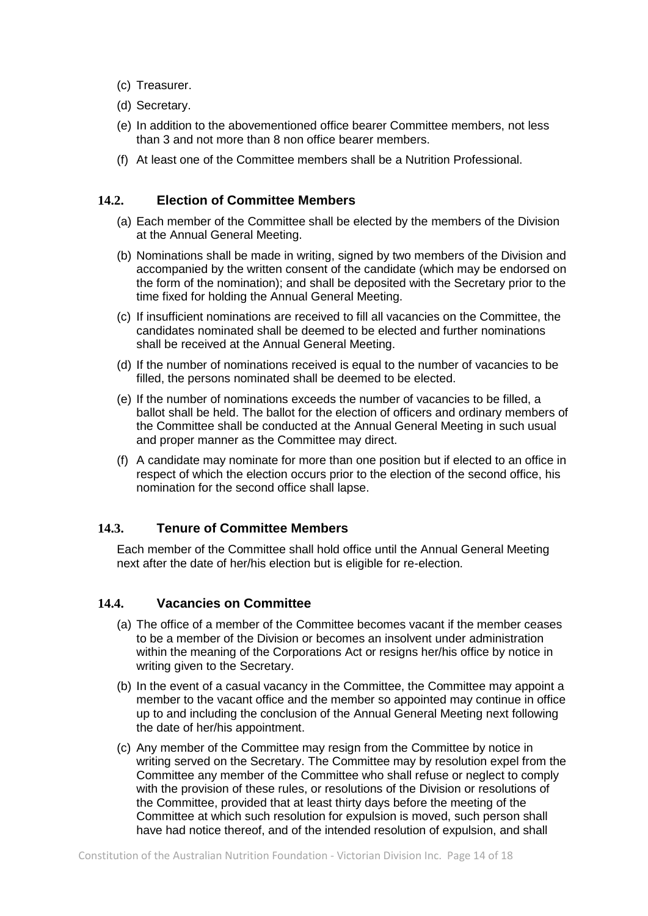(c) Treasurer.

(d) Secretary.

(e) In addition to the abovementioned office bearer Committee members, not less than 3 and not more than 8 non office bearer members.

(f) At least one of the Committee members shall be a Nutrition Professional.

### 14.2. Election of Committee Members

(a) Each member of the Committee shall be elected by the members of the Division at the Annual General Meeting.

(b) Nominations shall be made in writing, signed by two members of the Division and accompanied by the written consent of the candidate (which may be endorsed on the form of the nomination); and shall be deposited with the Secretary prior to the time fixed for holding the Annual General Meeting.

(c) If insufficient nominations are received to fill all vacancies on the Committee, the candidates nominated shall be deemed to be elected and further nominations shall be received at the Annual General Meeting.

(d) If the number of nominations received is equal to the number of vacancies to be filled, the persons nominated shall be deemed to be elected.

(e) If the number of nominations exceeds the number of vacancies to be filled, a ballot shall be held. The ballot for the election of officers and ordinary members of the Committee shall be conducted at the Annual General Meeting in such usual and proper manner as the Committee may direct.

(f) A candidate may nominate for more than one position but if elected to an office in respect of which the election occurs prior to the election of the second office, his nomination for the second office shall lapse.

### 14.3. Tenure of Committee Members

Each member of the Committee shall hold office until the Annual General Meeting next after the date of her/his election but is eligible for re-election.

### 14.4. Vacancies on Committee

(a) The office of a member of the Committee becomes vacant if the member ceases to be a member of the Division or becomes an insolvent under administration within the meaning of the Corporations Act or resigns her/his office by notice in writing given to the Secretary.

(b) In the event of a casual vacancy in the Committee, the Committee may appoint a member to the vacant office and the member so appointed may continue in office up to and including the conclusion of the Annual General Meeting next following the date of her/his appointment.

(c) Any member of the Committee may resign from the Committee by notice in writing served on the Secretary. The Committee may by resolution expel from the Committee any member of the Committee who shall refuse or neglect to comply with the provision of these rules, or resolutions of the Division or resolutions of the Committee, provided that at least thirty days before the meeting of the Committee at which such resolution for expulsion is moved, such person shall have had notice thereof, and of the intended resolution of expulsion, and shall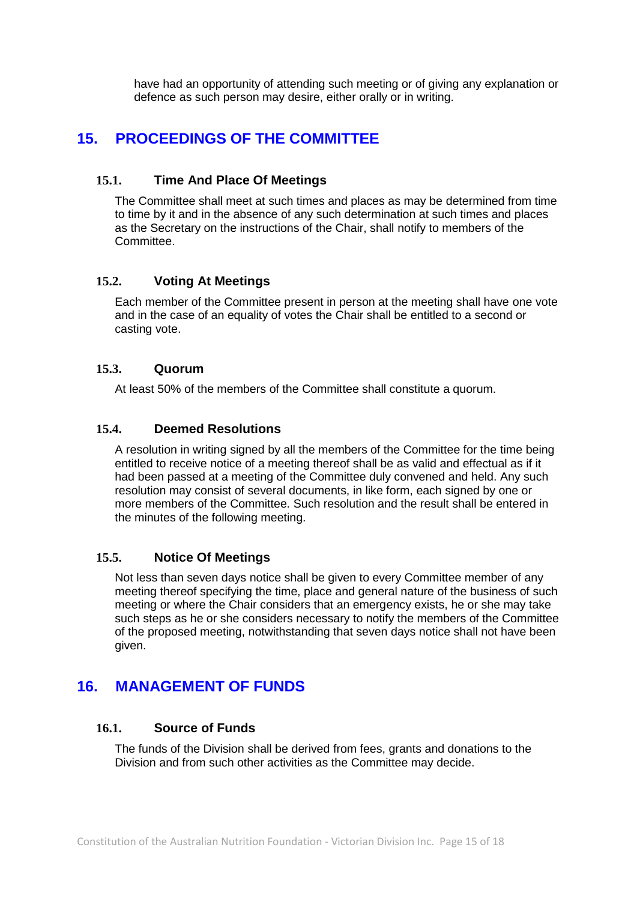have had an opportunity of attending such meeting or of giving any explanation or defence as such person may desire, either orally or in writing.

## 15. PROCEEDINGS OF THE COMMITTEE

### 15.1. Time And Place Of Meetings

The Committee shall meet at such times and places as may be determined from time to time by it and in the absence of any such determination at such times and places as the Secretary on the instructions of the Chair, shall notify to members of the Committee.

### 15.2. Voting At Meetings

Each member of the Committee present in person at the meeting shall have one vote and in the case of an equality of votes the Chair shall be entitled to a second or casting vote.

### 15.3. Quorum

At least 50% of the members of the Committee shall constitute a quorum.

### 15.4. Deemed Resolutions

A resolution in writing signed by all the members of the Committee for the time being entitled to receive notice of a meeting thereof shall be as valid and effectual as if it had been passed at a meeting of the Committee duly convened and held. Any such resolution may consist of several documents, in like form, each signed by one or more members of the Committee. Such resolution and the result shall be entered in the minutes of the following meeting.

### 15.5. Notice Of Meetings

Not less than seven days notice shall be given to every Committee member of any meeting thereof specifying the time, place and general nature of the business of such meeting or where the Chair considers that an emergency exists, he or she may take such steps as he or she considers necessary to notify the members of the Committee of the proposed meeting, notwithstanding that seven days notice shall not have been given.

## 16. MANAGEMENT OF FUNDS

### 16.1. Source of Funds

The funds of the Division shall be derived from fees, grants and donations to the Division and from such other activities as the Committee may decide.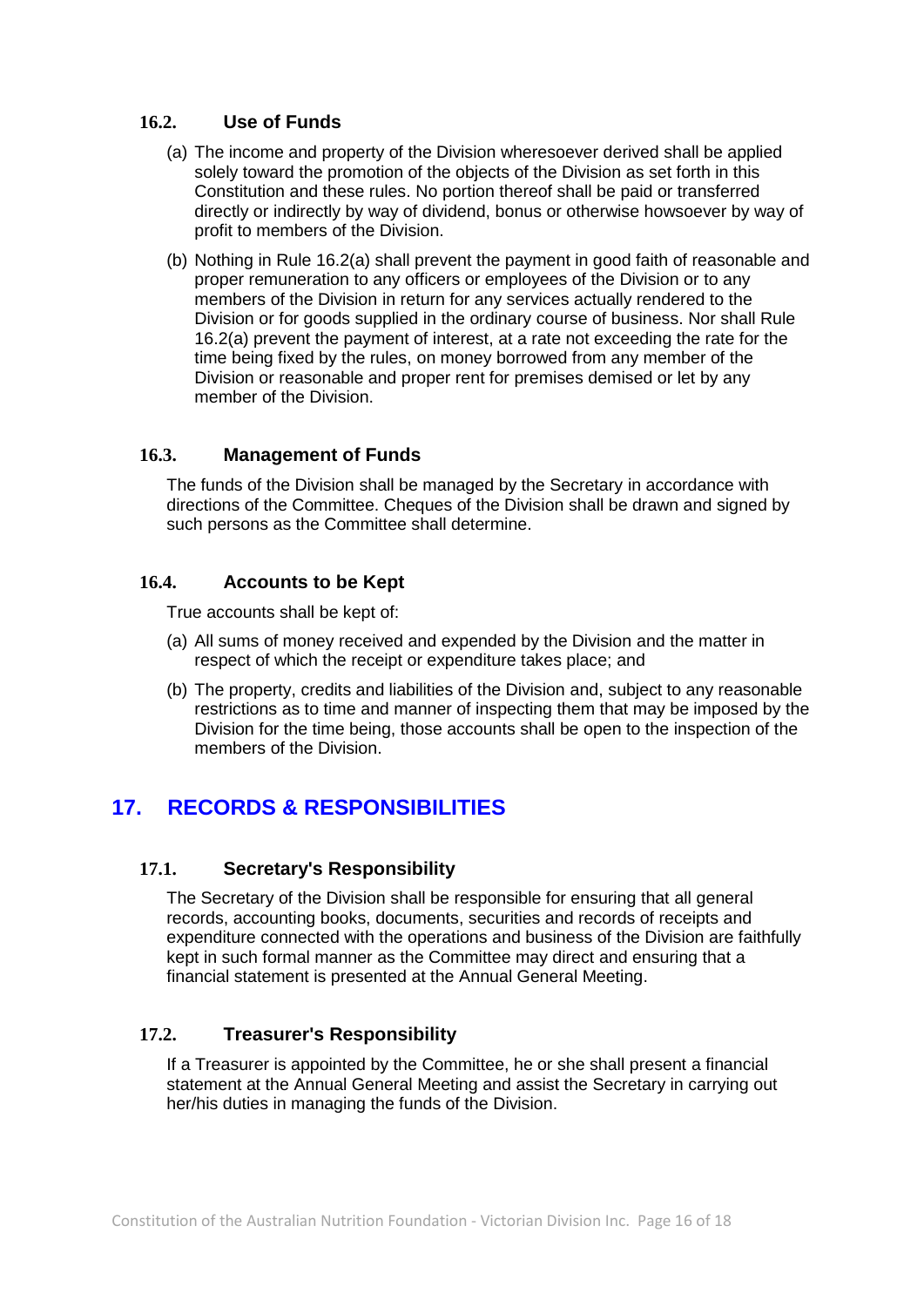### 16.2. Use of Funds

(a) The income and property of the Division wheresoever derived shall be applied solely toward the promotion of the objects of the Division as set forth in this Constitution and these rules. No portion thereof shall be paid or transferred directly or indirectly by way of dividend, bonus or otherwise howsoever by way of profit to members of the Division.

(b) Nothing in Rule 16.2(a) shall prevent the payment in good faith of reasonable and proper remuneration to any officers or employees of the Division or to any members of the Division in return for any services actually rendered to the Division or for goods supplied in the ordinary course of business. Nor shall Rule 16.2(a) prevent the payment of interest, at a rate not exceeding the rate for the time being fixed by the rules, on money borrowed from any member of the Division or reasonable and proper rent for premises demised or let by any member of the Division.

### 16.3. Management of Funds

The funds of the Division shall be managed by the Secretary in accordance with directions of the Committee. Cheques of the Division shall be drawn and signed by such persons as the Committee shall determine.

### 16.4. Accounts to be Kept

True accounts shall be kept of:

(a) All sums of money received and expended by the Division and the matter in respect of which the receipt or expenditure takes place; and

(b) The property, credits and liabilities of the Division and, subject to any reasonable restrictions as to time and manner of inspecting them that may be imposed by the Division for the time being, those accounts shall be open to the inspection of the members of the Division.

## 17. RECORDS & RESPONSIBILITIES

### 17.1. Secretary's Responsibility

The Secretary of the Division shall be responsible for ensuring that all general records, accounting books, documents, securities and records of receipts and expenditure connected with the operations and business of the Division are faithfully kept in such formal manner as the Committee may direct and ensuring that a financial statement is presented at the Annual General Meeting.

### 17.2. Treasurer's Responsibility

If a Treasurer is appointed by the Committee, he or she shall present a financial statement at the Annual General Meeting and assist the Secretary in carrying out her/his duties in managing the funds of the Division.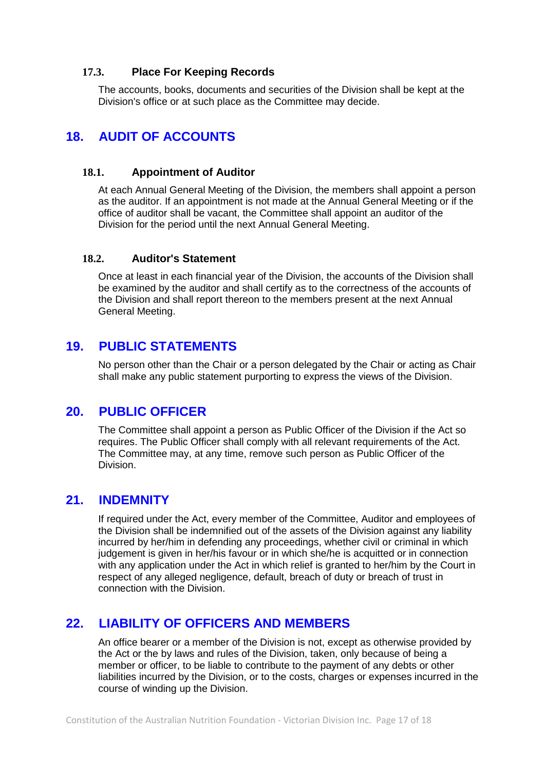### 17.3. Place For Keeping Records

The accounts, books, documents and securities of the Division shall be kept at the Division's office or at such place as the Committee may decide.

## 18. AUDIT OF ACCOUNTS

### 18.1. Appointment of Auditor

At each Annual General Meeting of the Division, the members shall appoint a person as the auditor. If an appointment is not made at the Annual General Meeting or if the office of auditor shall be vacant, the Committee shall appoint an auditor of the Division for the period until the next Annual General Meeting.

### 18.2. Auditor's Statement

Once at least in each financial year of the Division, the accounts of the Division shall be examined by the auditor and shall certify as to the correctness of the accounts of the Division and shall report thereon to the members present at the next Annual General Meeting.

## 19. PUBLIC STATEMENTS

No person other than the Chair or a person delegated by the Chair or acting as Chair shall make any public statement purporting to express the views of the Division.

## 20. PUBLIC OFFICER

The Committee shall appoint a person as Public Officer of the Division if the Act so requires. The Public Officer shall comply with all relevant requirements of the Act. The Committee may, at any time, remove such person as Public Officer of the Division.

## 21. INDEMNITY

If required under the Act, every member of the Committee, Auditor and employees of the Division shall be indemnified out of the assets of the Division against any liability incurred by her/him in defending any proceedings, whether civil or criminal in which judgement is given in her/his favour or in which she/he is acquitted or in connection with any application under the Act in which relief is granted to her/him by the Court in respect of any alleged negligence, default, breach of duty or breach of trust in connection with the Division.

## 22. LIABILITY OF OFFICERS AND MEMBERS

An office bearer or a member of the Division is not, except as otherwise provided by the Act or the by laws and rules of the Division, taken, only because of being a member or officer, to be liable to contribute to the payment of any debts or other liabilities incurred by the Division, or to the costs, charges or expenses incurred in the course of winding up the Division.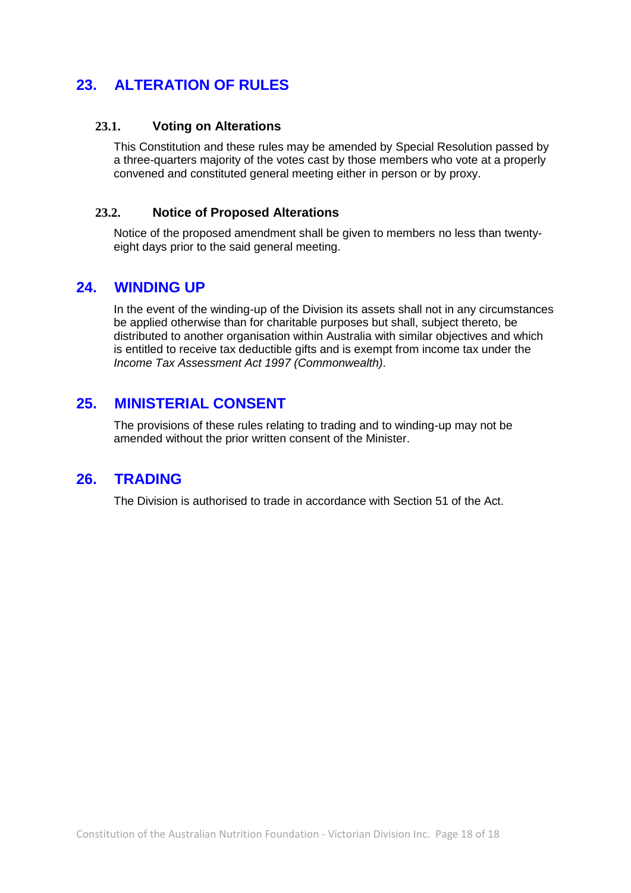## 23. ALTERATION OF RULES

### 23.1. Voting on Alterations

This Constitution and these rules may be amended by Special Resolution passed by a three-quarters majority of the votes cast by those members who vote at a properly convened and constituted general meeting either in person or by proxy.

### 23.2. Notice of Proposed Alterations

Notice of the proposed amendment shall be given to members no less than twenty-eight days prior to the said general meeting.

## 24. WINDING UP

In the event of the winding-up of the Division its assets shall not in any circumstances be applied otherwise than for charitable purposes but shall, subject thereto, be distributed to another organisation within Australia with similar objectives and which is entitled to receive tax deductible gifts and is exempt from income tax under the *Income Tax Assessment Act 1997 (Commonwealth)*.

## 25. MINISTERIAL CONSENT

The provisions of these rules relating to trading and to winding-up may not be amended without the prior written consent of the Minister.

## 26. TRADING

The Division is authorised to trade in accordance with Section 51 of the Act.